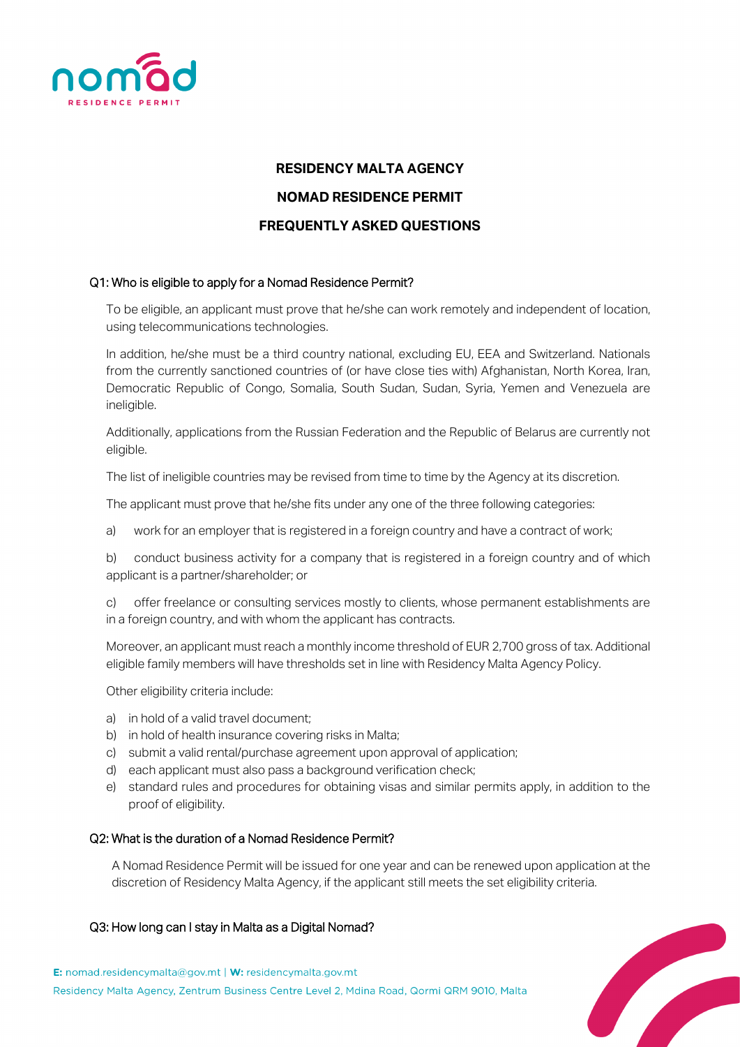# RESIDENCY MALTA AGENCY

# NOMAD RESIDENCE PERMIT

# FREQUENTLY ASKED QUESTIONS

## Q1: Who is eligible to apply for a Nomad Residence Permit?

To be eligible, an applicant must prove that he/she can work remotely and independent of location, using telecommunications technologies.

In addition, he/she must be a third country national, excluding EU, EEA and Switzerland. Nationals from the currently sanctioned countries of (or have close ties with) Afghanistan, North Korea, Iran, Democratic Republic of Congo, Somalia, South Sudan, Sudan, Syria, Yemen and Venezuela are ineligible.

Additionally, applications from the Russian Federation and the Republic of Belarus are currently not eligible.

The list of ineligible countries may be revised from time to time by the Agency at its discretion.

The applicant must prove that he/she fits under any one of the three following categories:

a) work for an employer that is registered in a foreign country and have a contract of work;

b) conduct business activity for a company that is registered in a foreign country and of which applicant is a partner/shareholder; or

c) offer freelance or consulting services mostly to clients, whose permanent establishments are in a foreign country, and with whom the applicant has contracts.

Moreover, an applicant must reach a monthly income threshold of EUR 2,700 gross of tax. Additional eligible family members will have thresholds set in line with Residency Malta Agency Policy.

Other eligibility criteria include:

a) in hold of a valid travel document;
b) in hold of health insurance covering risks in Malta;
c) submit a valid rental/purchase agreement upon approval of application;
d) each applicant must also pass a background verification check;
e) standard rules and procedures for obtaining visas and similar permits apply, in addition to the proof of eligibility.

## Q2: What is the duration of a Nomad Residence Permit?

A Nomad Residence Permit will be issued for one year and can be renewed upon application at the discretion of Residency Malta Agency, if the applicant still meets the set eligibility criteria.

## Q3: How long can I stay in Malta as a Digital Nomad?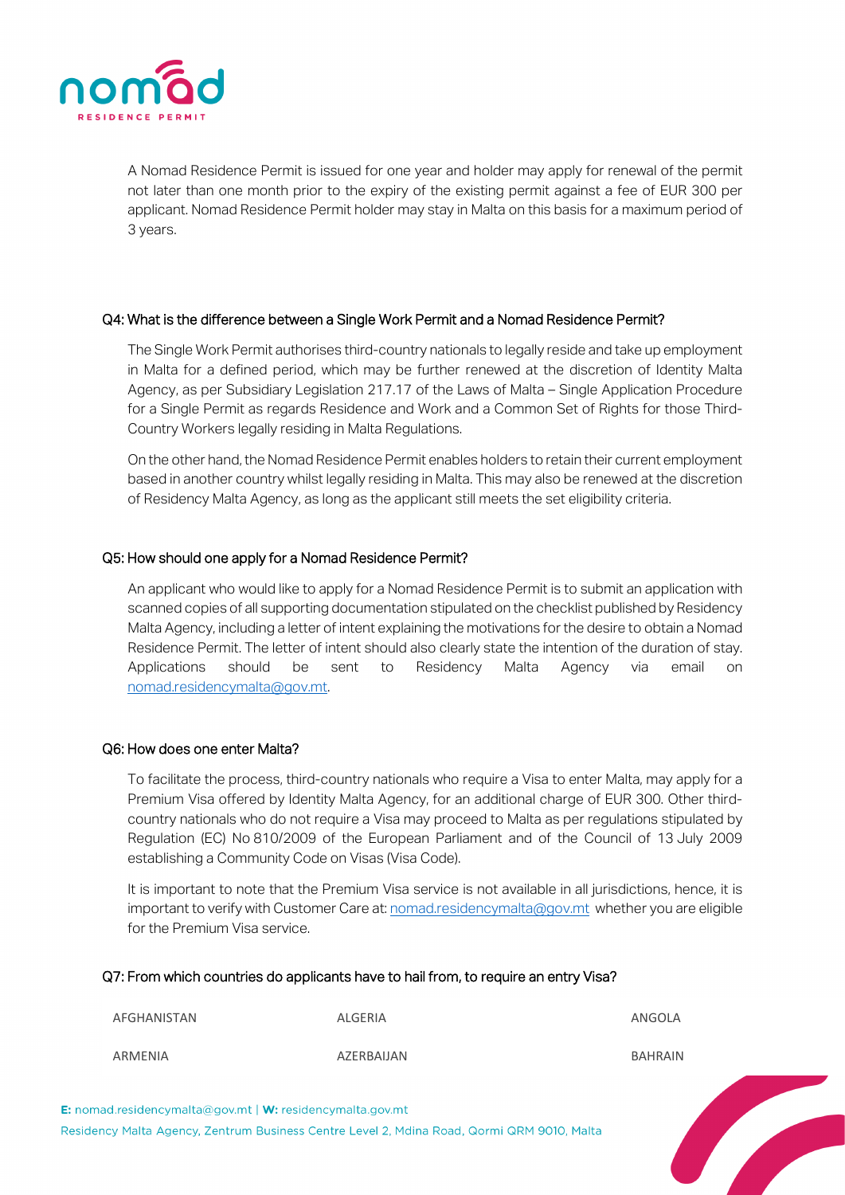A Nomad Residence Permit is issued for one year and holder may apply for renewal of the permit not later than one month prior to the expiry of the existing permit against a fee of EUR 300 per applicant. Nomad Residence Permit holder may stay in Malta on this basis for a maximum period of 3 years.

### Q4: What is the difference between a Single Work Permit and a Nomad Residence Permit?

The Single Work Permit authorises third-country nationals to legally reside and take up employment in Malta for a defined period, which may be further renewed at the discretion of Identity Malta Agency, as per Subsidiary Legislation 217.17 of the Laws of Malta – Single Application Procedure for a Single Permit as regards Residence and Work and a Common Set of Rights for those Third-Country Workers legally residing in Malta Regulations.

On the other hand, the Nomad Residence Permit enables holders to retain their current employment based in another country whilst legally residing in Malta. This may also be renewed at the discretion of Residency Malta Agency, as long as the applicant still meets the set eligibility criteria.

### Q5: How should one apply for a Nomad Residence Permit?

An applicant who would like to apply for a Nomad Residence Permit is to submit an application with scanned copies of all supporting documentation stipulated on the checklist published by Residency Malta Agency, including a letter of intent explaining the motivations for the desire to obtain a Nomad Residence Permit. The letter of intent should also clearly state the intention of the duration of stay. Applications should be sent to Residency Malta Agency via email on nomad.residencymalta@gov.mt.

### Q6: How does one enter Malta?

To facilitate the process, third-country nationals who require a Visa to enter Malta, may apply for a Premium Visa offered by Identity Malta Agency, for an additional charge of EUR 300. Other third-country nationals who do not require a Visa may proceed to Malta as per regulations stipulated by Regulation (EC) No 810/2009 of the European Parliament and of the Council of 13 July 2009 establishing a Community Code on Visas (Visa Code).

It is important to note that the Premium Visa service is not available in all jurisdictions, hence, it is important to verify with Customer Care at: nomad.residencymalta@gov.mt whether you are eligible for the Premium Visa service.

### Q7: From which countries do applicants have to hail from, to require an entry Visa?

| | | |
|---|---|---|
| AFGHANISTAN | ALGERIA | ANGOLA |
| ARMENIA | AZERBAIJAN | BAHRAIN |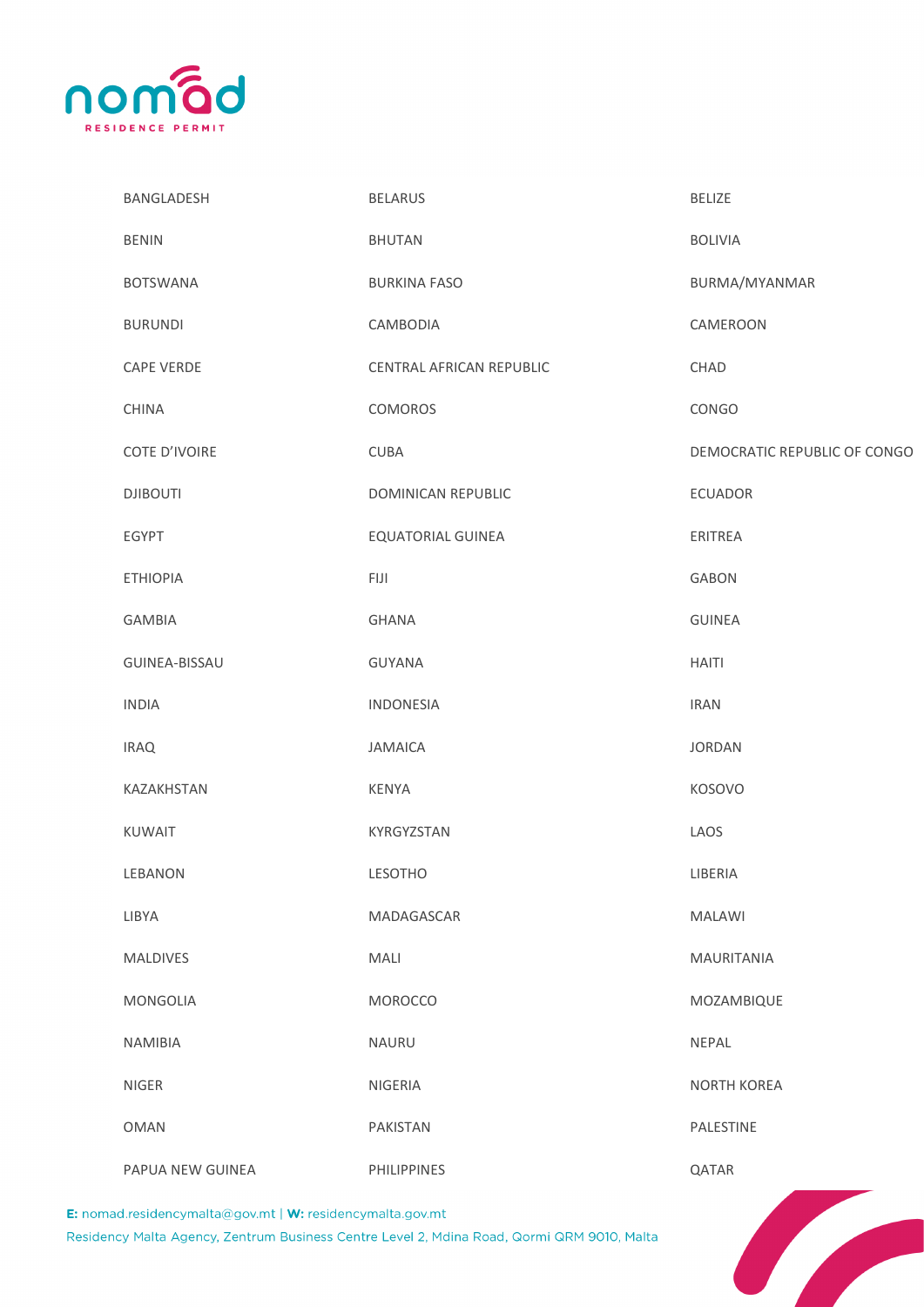| | | |
|---|---|---|
| BANGLADESH | BELARUS | BELIZE |
| BENIN | BHUTAN | BOLIVIA |
| BOTSWANA | BURKINA FASO | BURMA/MYANMAR |
| BURUNDI | CAMBODIA | CAMEROON |
| CAPE VERDE | CENTRAL AFRICAN REPUBLIC | CHAD |
| CHINA | COMOROS | CONGO |
| COTE D'IVOIRE | CUBA | DEMOCRATIC REPUBLIC OF CONGO |
| DJIBOUTI | DOMINICAN REPUBLIC | ECUADOR |
| EGYPT | EQUATORIAL GUINEA | ERITREA |
| ETHIOPIA | FIJI | GABON |
| GAMBIA | GHANA | GUINEA |
| GUINEA-BISSAU | GUYANA | HAITI |
| INDIA | INDONESIA | IRAN |
| IRAQ | JAMAICA | JORDAN |
| KAZAKHSTAN | KENYA | KOSOVO |
| KUWAIT | KYRGYZSTAN | LAOS |
| LEBANON | LESOTHO | LIBERIA |
| LIBYA | MADAGASCAR | MALAWI |
| MALDIVES | MALI | MAURITANIA |
| MONGOLIA | MOROCCO | MOZAMBIQUE |
| NAMIBIA | NAURU | NEPAL |
| NIGER | NIGERIA | NORTH KOREA |
| OMAN | PAKISTAN | PALESTINE |
| PAPUA NEW GUINEA | PHILIPPINES | QATAR |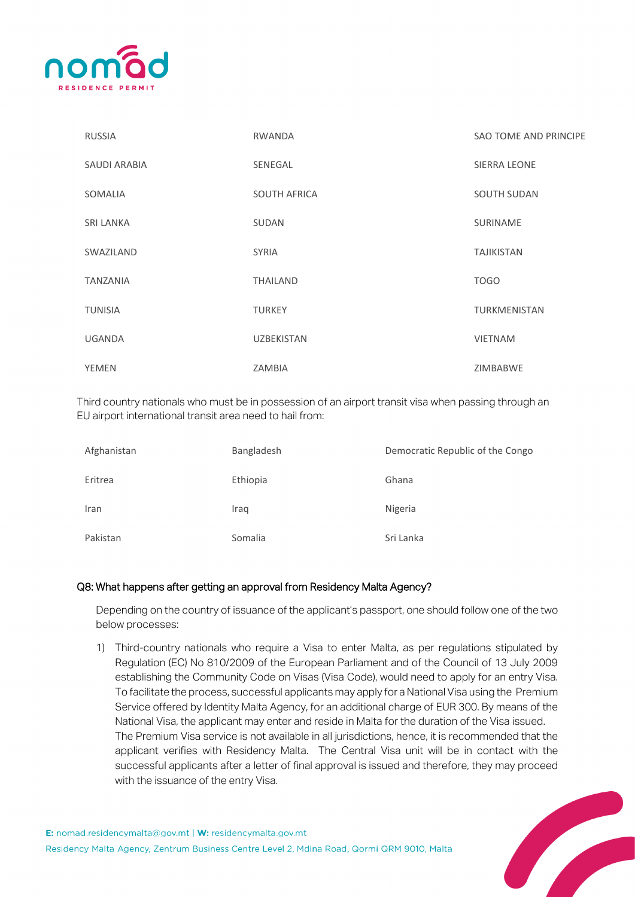| | | |
|---|---|---|
| RUSSIA | RWANDA | SAO TOME AND PRINCIPE |
| SAUDI ARABIA | SENEGAL | SIERRA LEONE |
| SOMALIA | SOUTH AFRICA | SOUTH SUDAN |
| SRI LANKA | SUDAN | SURINAME |
| SWAZILAND | SYRIA | TAJIKISTAN |
| TANZANIA | THAILAND | TOGO |
| TUNISIA | TURKEY | TURKMENISTAN |
| UGANDA | UZBEKISTAN | VIETNAM |
| YEMEN | ZAMBIA | ZIMBABWE |

Third country nationals who must be in possession of an airport transit visa when passing through an EU airport international transit area need to hail from:

| | | |
|---|---|---|
| Afghanistan | Bangladesh | Democratic Republic of the Congo |
| Eritrea | Ethiopia | Ghana |
| Iran | Iraq | Nigeria |
| Pakistan | Somalia | Sri Lanka |

### Q8: What happens after getting an approval from Residency Malta Agency?

Depending on the country of issuance of the applicant's passport, one should follow one of the two below processes:

1) Third-country nationals who require a Visa to enter Malta, as per regulations stipulated by Regulation (EC) No 810/2009 of the European Parliament and of the Council of 13 July 2009 establishing the Community Code on Visas (Visa Code), would need to apply for an entry Visa. To facilitate the process, successful applicants may apply for a National Visa using the Premium Service offered by Identity Malta Agency, for an additional charge of EUR 300. By means of the National Visa, the applicant may enter and reside in Malta for the duration of the Visa issued. The Premium Visa service is not available in all jurisdictions, hence, it is recommended that the applicant verifies with Residency Malta. The Central Visa unit will be in contact with the successful applicants after a letter of final approval is issued and therefore, they may proceed with the issuance of the entry Visa.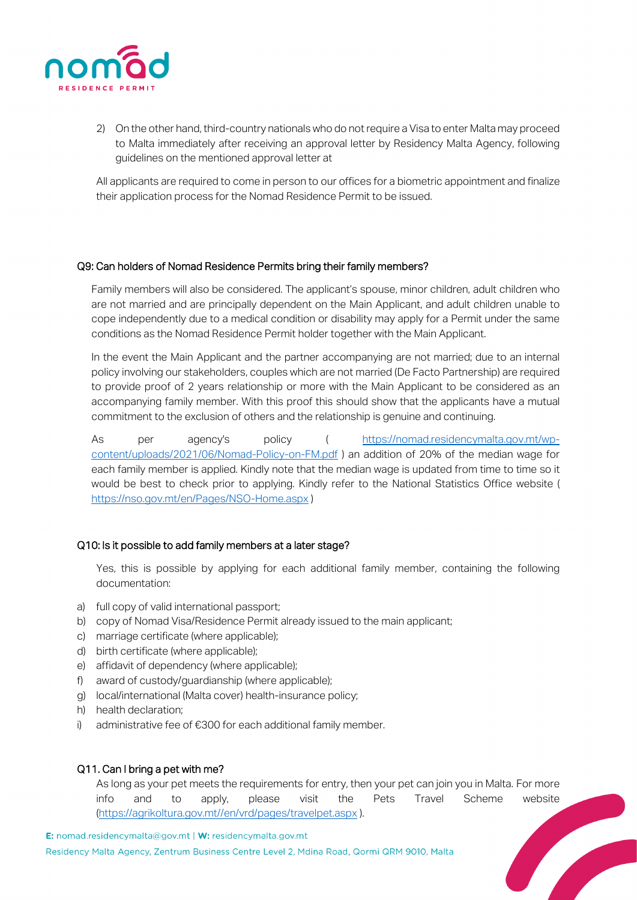2) On the other hand, third-country nationals who do not require a Visa to enter Malta may proceed to Malta immediately after receiving an approval letter by Residency Malta Agency, following guidelines on the mentioned approval letter at

All applicants are required to come in person to our offices for a biometric appointment and finalize their application process for the Nomad Residence Permit to be issued.

### Q9: Can holders of Nomad Residence Permits bring their family members?

Family members will also be considered. The applicant's spouse, minor children, adult children who are not married and are principally dependent on the Main Applicant, and adult children unable to cope independently due to a medical condition or disability may apply for a Permit under the same conditions as the Nomad Residence Permit holder together with the Main Applicant.

In the event the Main Applicant and the partner accompanying are not married; due to an internal policy involving our stakeholders, couples which are not married (De Facto Partnership) are required to provide proof of 2 years relationship or more with the Main Applicant to be considered as an accompanying family member. With this proof this should show that the applicants have a mutual commitment to the exclusion of others and the relationship is genuine and continuing.

As per agency's policy ( https://nomad.residencymalta.gov.mt/wp-content/uploads/2021/06/Nomad-Policy-on-FM.pdf ) an addition of 20% of the median wage for each family member is applied. Kindly note that the median wage is updated from time to time so it would be best to check prior to applying. Kindly refer to the National Statistics Office website ( https://nso.gov.mt/en/Pages/NSO-Home.aspx )

### Q10: Is it possible to add family members at a later stage?

Yes, this is possible by applying for each additional family member, containing the following documentation:

a) full copy of valid international passport;
b) copy of Nomad Visa/Residence Permit already issued to the main applicant;
c) marriage certificate (where applicable);
d) birth certificate (where applicable);
e) affidavit of dependency (where applicable);
f) award of custody/guardianship (where applicable);
g) local/international (Malta cover) health-insurance policy;
h) health declaration;
i) administrative fee of €300 for each additional family member.

### Q11. Can I bring a pet with me?

As long as your pet meets the requirements for entry, then your pet can join you in Malta. For more info and to apply, please visit the Pets Travel Scheme website (https://agrikoltura.gov.mt//en/vrd/pages/travelpet.aspx ).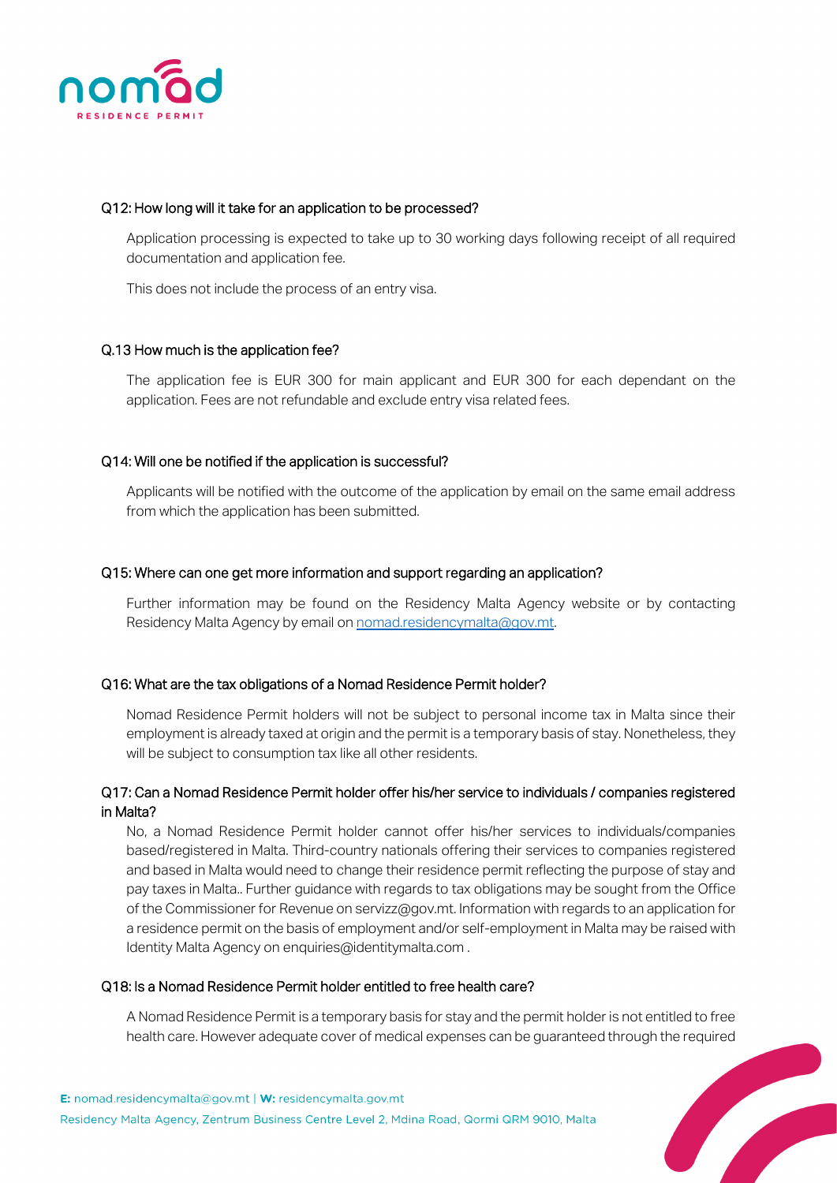### Q12: How long will it take for an application to be processed?

Application processing is expected to take up to 30 working days following receipt of all required documentation and application fee.

This does not include the process of an entry visa.

### Q.13 How much is the application fee?

The application fee is EUR 300 for main applicant and EUR 300 for each dependant on the application. Fees are not refundable and exclude entry visa related fees.

### Q14: Will one be notified if the application is successful?

Applicants will be notified with the outcome of the application by email on the same email address from which the application has been submitted.

### Q15: Where can one get more information and support regarding an application?

Further information may be found on the Residency Malta Agency website or by contacting Residency Malta Agency by email on [nomad.residencymalta@gov.mt](mailto:nomad.residencymalta@gov.mt).

### Q16: What are the tax obligations of a Nomad Residence Permit holder?

Nomad Residence Permit holders will not be subject to personal income tax in Malta since their employment is already taxed at origin and the permit is a temporary basis of stay. Nonetheless, they will be subject to consumption tax like all other residents.

### Q17: Can a Nomad Residence Permit holder offer his/her service to individuals / companies registered in Malta?

No, a Nomad Residence Permit holder cannot offer his/her services to individuals/companies based/registered in Malta. Third-country nationals offering their services to companies registered and based in Malta would need to change their residence permit reflecting the purpose of stay and pay taxes in Malta.. Further guidance with regards to tax obligations may be sought from the Office of the Commissioner for Revenue on servizz@gov.mt. Information with regards to an application for a residence permit on the basis of employment and/or self-employment in Malta may be raised with Identity Malta Agency on enquiries@identitymalta.com .

### Q18: Is a Nomad Residence Permit holder entitled to free health care?

A Nomad Residence Permit is a temporary basis for stay and the permit holder is not entitled to free health care. However adequate cover of medical expenses can be guaranteed through the required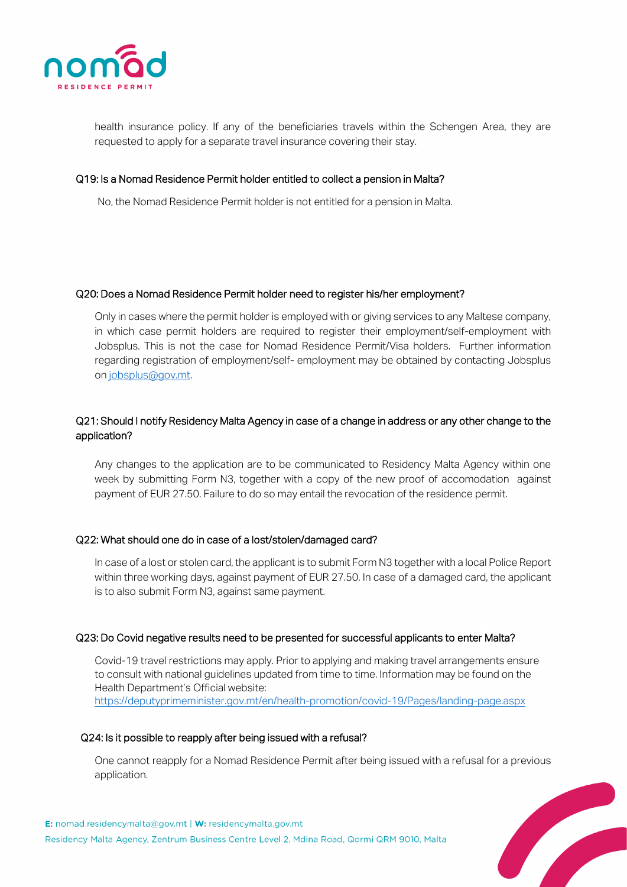health insurance policy. If any of the beneficiaries travels within the Schengen Area, they are requested to apply for a separate travel insurance covering their stay.

### Q19: Is a Nomad Residence Permit holder entitled to collect a pension in Malta?

No, the Nomad Residence Permit holder is not entitled for a pension in Malta.

### Q20: Does a Nomad Residence Permit holder need to register his/her employment?

Only in cases where the permit holder is employed with or giving services to any Maltese company, in which case permit holders are required to register their employment/self-employment with Jobsplus. This is not the case for Nomad Residence Permit/Visa holders. Further information regarding registration of employment/self- employment may be obtained by contacting Jobsplus on [jobsplus@gov.mt](mailto:jobsplus@gov.mt).

### Q21: Should I notify Residency Malta Agency in case of a change in address or any other change to the application?

Any changes to the application are to be communicated to Residency Malta Agency within one week by submitting Form N3, together with a copy of the new proof of accomodation against payment of EUR 27.50. Failure to do so may entail the revocation of the residence permit.

### Q22: What should one do in case of a lost/stolen/damaged card?

In case of a lost or stolen card, the applicant is to submit Form N3 together with a local Police Report within three working days, against payment of EUR 27.50. In case of a damaged card, the applicant is to also submit Form N3, against same payment.

### Q23: Do Covid negative results need to be presented for successful applicants to enter Malta?

Covid-19 travel restrictions may apply. Prior to applying and making travel arrangements ensure to consult with national guidelines updated from time to time. Information may be found on the Health Department's Official website:
[https://deputyprimeminister.gov.mt/en/health-promotion/covid-19/Pages/landing-page.aspx](https://deputyprimeminister.gov.mt/en/health-promotion/covid-19/Pages/landing-page.aspx)

### Q24: Is it possible to reapply after being issued with a refusal?

One cannot reapply for a Nomad Residence Permit after being issued with a refusal for a previous application.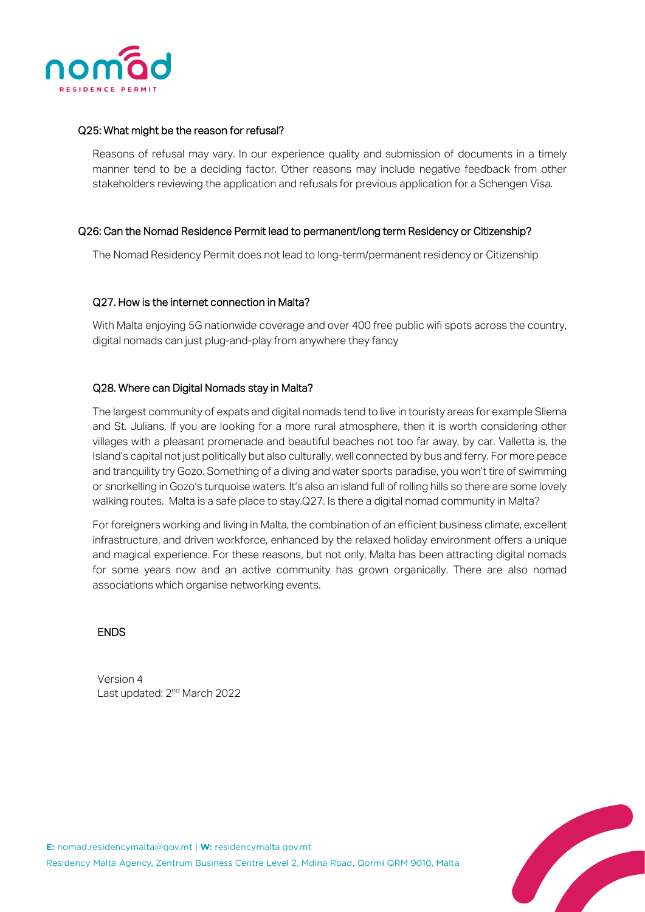### Q25: What might be the reason for refusal?

Reasons of refusal may vary. In our experience quality and submission of documents in a timely manner tend to be a deciding factor. Other reasons may include negative feedback from other stakeholders reviewing the application and refusals for previous application for a Schengen Visa.

### Q26: Can the Nomad Residence Permit lead to permanent/long term Residency or Citizenship?

The Nomad Residency Permit does not lead to long-term/permanent residency or Citizenship

### Q27. How is the internet connection in Malta?

With Malta enjoying 5G nationwide coverage and over 400 free public wifi spots across the country, digital nomads can just plug-and-play from anywhere they fancy

### Q28. Where can Digital Nomads stay in Malta?

The largest community of expats and digital nomads tend to live in touristy areas for example Sliema and St. Julians. If you are looking for a more rural atmosphere, then it is worth considering other villages with a pleasant promenade and beautiful beaches not too far away, by car. Valletta is, the Island's capital not just politically but also culturally, well connected by bus and ferry. For more peace and tranquility try Gozo. Something of a diving and water sports paradise, you won't tire of swimming or snorkelling in Gozo's turquoise waters. It's also an island full of rolling hills so there are some lovely walking routes. Malta is a safe place to stay.Q27. Is there a digital nomad community in Malta?

For foreigners working and living in Malta, the combination of an efficient business climate, excellent infrastructure, and driven workforce, enhanced by the relaxed holiday environment offers a unique and magical experience. For these reasons, but not only, Malta has been attracting digital nomads for some years now and an active community has grown organically. There are also nomad associations which organise networking events.

ENDS

Version 4
Last updated: 2nd March 2022